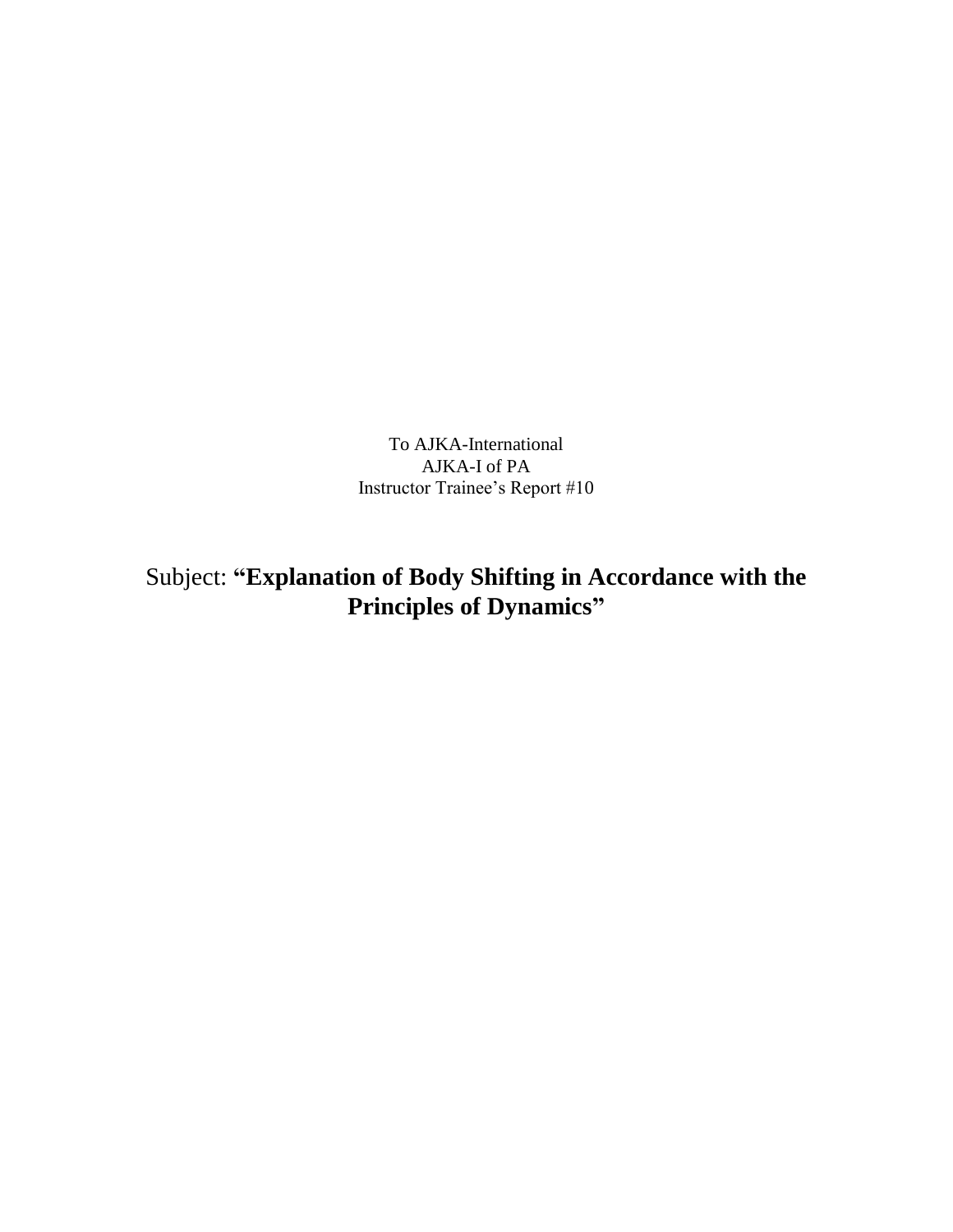To AJKA-International
AJKA-I of PA
Instructor Trainee's Report #10

# Subject: **"Explanation of Body Shifting in Accordance with the Principles of Dynamics"**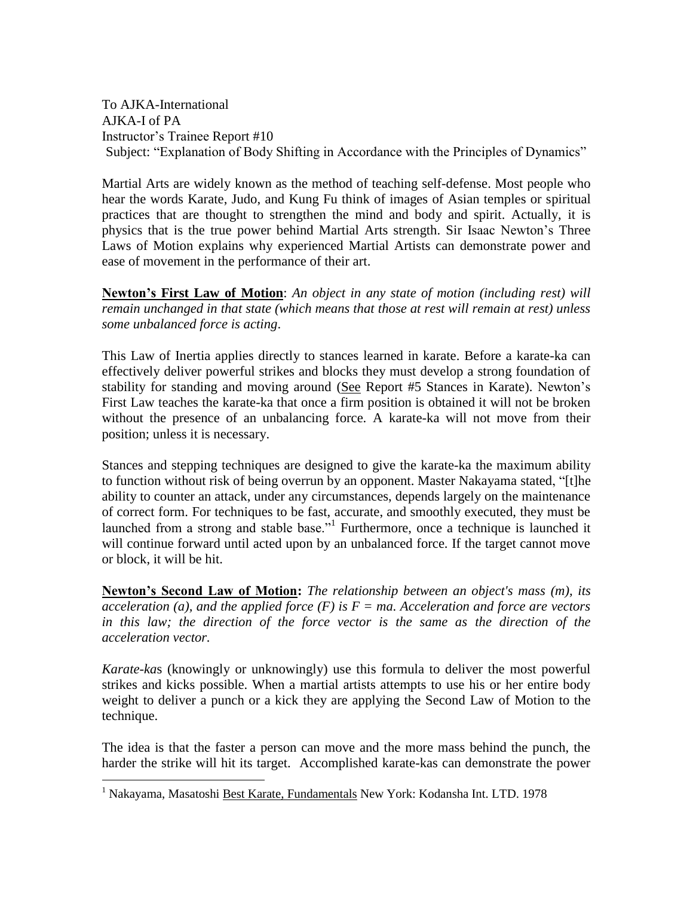To AJKA-International  
AJKA-I of PA  
Instructor's Trainee Report #10  
Subject: "Explanation of Body Shifting in Accordance with the Principles of Dynamics"

Martial Arts are widely known as the method of teaching self-defense. Most people who hear the words Karate, Judo, and Kung Fu think of images of Asian temples or spiritual practices that are thought to strengthen the mind and body and spirit. Actually, it is physics that is the true power behind Martial Arts strength. Sir Isaac Newton's Three Laws of Motion explains why experienced Martial Artists can demonstrate power and ease of movement in the performance of their art.

**<u>Newton's First Law of Motion</u>**: *An object in any state of motion (including rest) will remain unchanged in that state (which means that those at rest will remain at rest) unless some unbalanced force is acting.*

This Law of Inertia applies directly to stances learned in karate. Before a karate-ka can effectively deliver powerful strikes and blocks they must develop a strong foundation of stability for standing and moving around (<u>See</u> Report #5 Stances in Karate). Newton's First Law teaches the karate-ka that once a firm position is obtained it will not be broken without the presence of an unbalancing force. A karate-ka will not move from their position; unless it is necessary.

Stances and stepping techniques are designed to give the karate-ka the maximum ability to function without risk of being overrun by an opponent. Master Nakayama stated, "[t]he ability to counter an attack, under any circumstances, depends largely on the maintenance of correct form. For techniques to be fast, accurate, and smoothly executed, they must be launched from a strong and stable base."[1] Furthermore, once a technique is launched it will continue forward until acted upon by an unbalanced force. If the target cannot move or block, it will be hit.

**<u>Newton's Second Law of Motion</u>:** *The relationship between an object's mass (m), its acceleration (a), and the applied force (F) is $F = ma$. Acceleration and force are vectors in this law; the direction of the force vector is the same as the direction of the acceleration vector.*

*Karate-ka*s (knowingly or unknowingly) use this formula to deliver the most powerful strikes and kicks possible. When a martial artists attempts to use his or her entire body weight to deliver a punch or a kick they are applying the Second Law of Motion to the technique.

The idea is that the faster a person can move and the more mass behind the punch, the harder the strike will hit its target. Accomplished karate-kas can demonstrate the power

---

[1] Nakayama, Masatoshi <u>Best Karate, Fundamentals</u> New York: Kodansha Int. LTD. 1978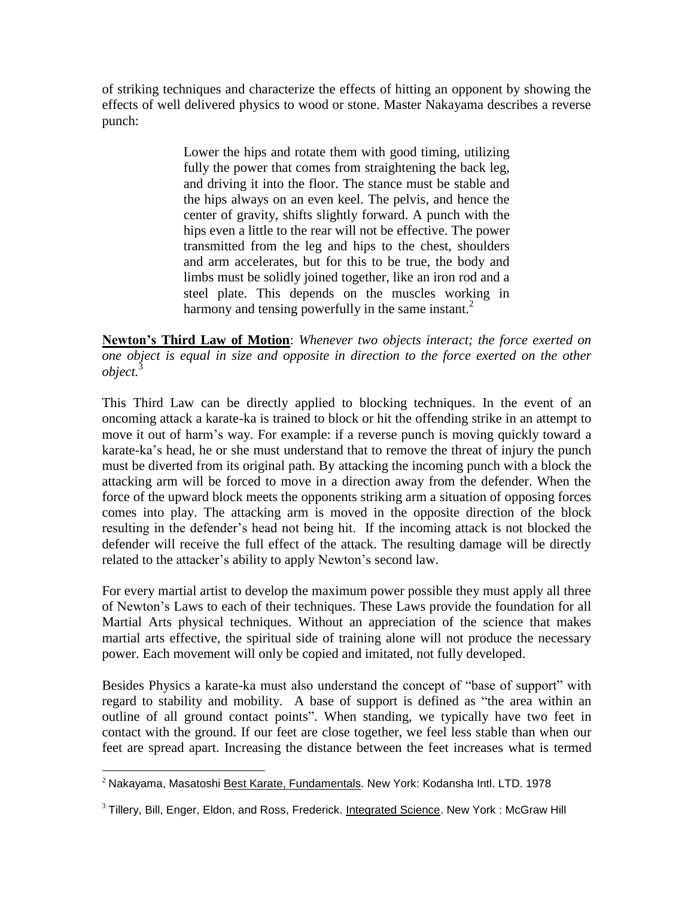of striking techniques and characterize the effects of hitting an opponent by showing the effects of well delivered physics to wood or stone. Master Nakayama describes a reverse punch:

> Lower the hips and rotate them with good timing, utilizing fully the power that comes from straightening the back leg, and driving it into the floor. The stance must be stable and the hips always on an even keel. The pelvis, and hence the center of gravity, shifts slightly forward. A punch with the hips even a little to the rear will not be effective. The power transmitted from the leg and hips to the chest, shoulders and arm accelerates, but for this to be true, the body and limbs must be solidly joined together, like an iron rod and a steel plate. This depends on the muscles working in harmony and tensing powerfully in the same instant.[2]

**Newton's Third Law of Motion**: *Whenever two objects interact; the force exerted on one object is equal in size and opposite in direction to the force exerted on the other object.*[3]

This Third Law can be directly applied to blocking techniques. In the event of an oncoming attack a karate-ka is trained to block or hit the offending strike in an attempt to move it out of harm's way. For example: if a reverse punch is moving quickly toward a karate-ka's head, he or she must understand that to remove the threat of injury the punch must be diverted from its original path. By attacking the incoming punch with a block the attacking arm will be forced to move in a direction away from the defender. When the force of the upward block meets the opponents striking arm a situation of opposing forces comes into play. The attacking arm is moved in the opposite direction of the block resulting in the defender's head not being hit. If the incoming attack is not blocked the defender will receive the full effect of the attack. The resulting damage will be directly related to the attacker's ability to apply Newton's second law.

For every martial artist to develop the maximum power possible they must apply all three of Newton's Laws to each of their techniques. These Laws provide the foundation for all Martial Arts physical techniques. Without an appreciation of the science that makes martial arts effective, the spiritual side of training alone will not produce the necessary power. Each movement will only be copied and imitated, not fully developed.

Besides Physics a karate-ka must also understand the concept of "base of support" with regard to stability and mobility. A base of support is defined as "the area within an outline of all ground contact points". When standing, we typically have two feet in contact with the ground. If our feet are close together, we feel less stable than when our feet are spread apart. Increasing the distance between the feet increases what is termed

---

[2] Nakayama, Masatoshi Best Karate, Fundamentals. New York: Kodansha Intl. LTD. 1978

[3] Tillery, Bill, Enger, Eldon, and Ross, Frederick. Integrated Science. New York : McGraw Hill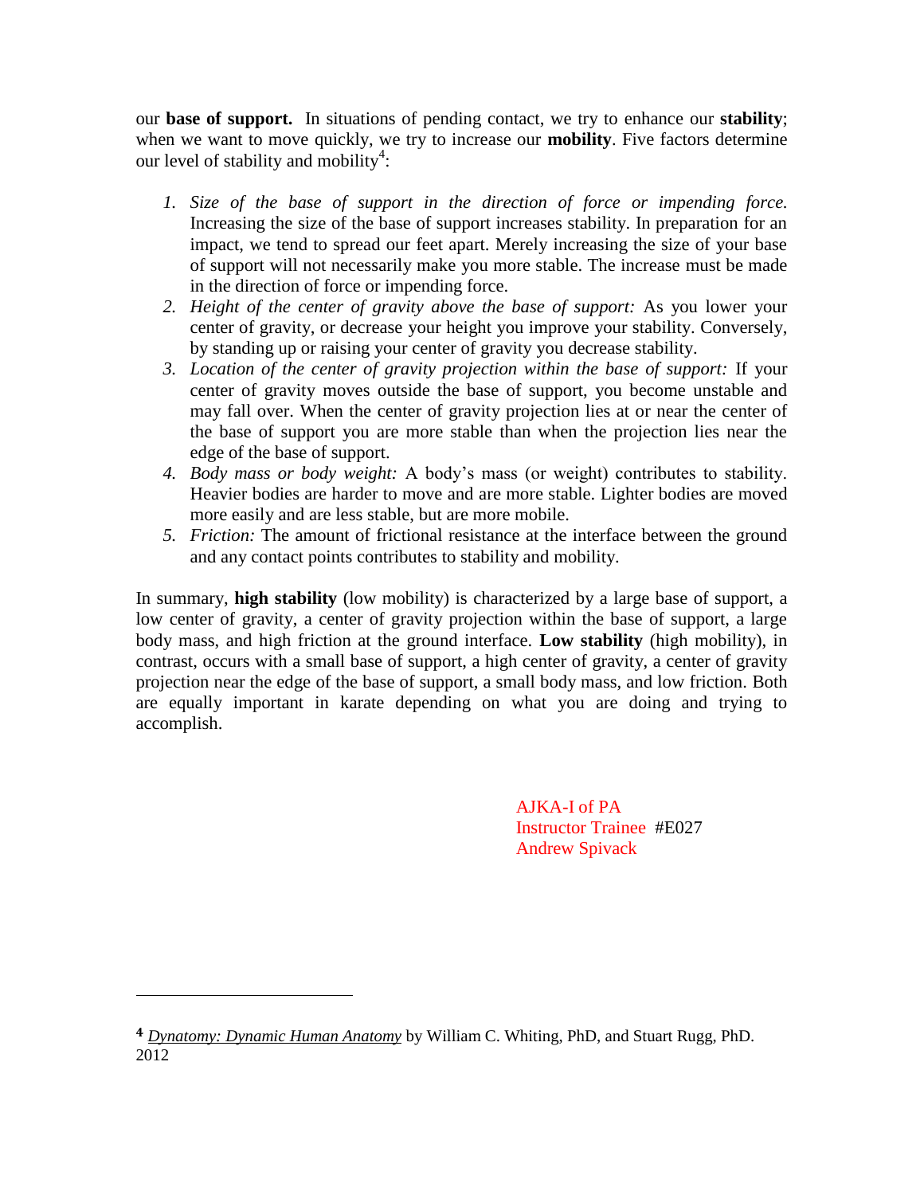our **base of support.** In situations of pending contact, we try to enhance our **stability**; when we want to move quickly, we try to increase our **mobility**. Five factors determine our level of stability and mobility[4]:

1. *Size of the base of support in the direction of force or impending force.* Increasing the size of the base of support increases stability. In preparation for an impact, we tend to spread our feet apart. Merely increasing the size of your base of support will not necessarily make you more stable. The increase must be made in the direction of force or impending force.
2. *Height of the center of gravity above the base of support:* As you lower your center of gravity, or decrease your height you improve your stability. Conversely, by standing up or raising your center of gravity you decrease stability.
3. *Location of the center of gravity projection within the base of support:* If your center of gravity moves outside the base of support, you become unstable and may fall over. When the center of gravity projection lies at or near the center of the base of support you are more stable than when the projection lies near the edge of the base of support.
4. *Body mass or body weight:* A body's mass (or weight) contributes to stability. Heavier bodies are harder to move and are more stable. Lighter bodies are moved more easily and are less stable, but are more mobile.
5. *Friction:* The amount of frictional resistance at the interface between the ground and any contact points contributes to stability and mobility.

In summary, **high stability** (low mobility) is characterized by a large base of support, a low center of gravity, a center of gravity projection within the base of support, a large body mass, and high friction at the ground interface. **Low stability** (high mobility), in contrast, occurs with a small base of support, a high center of gravity, a center of gravity projection near the edge of the base of support, a small body mass, and low friction. Both are equally important in karate depending on what you are doing and trying to accomplish.

AJKA-I of PA
Instructor Trainee #E027
Andrew Spivack

---

[4] Dynatomy: Dynamic Human Anatomy by William C. Whiting, PhD, and Stuart Rugg, PhD. 2012